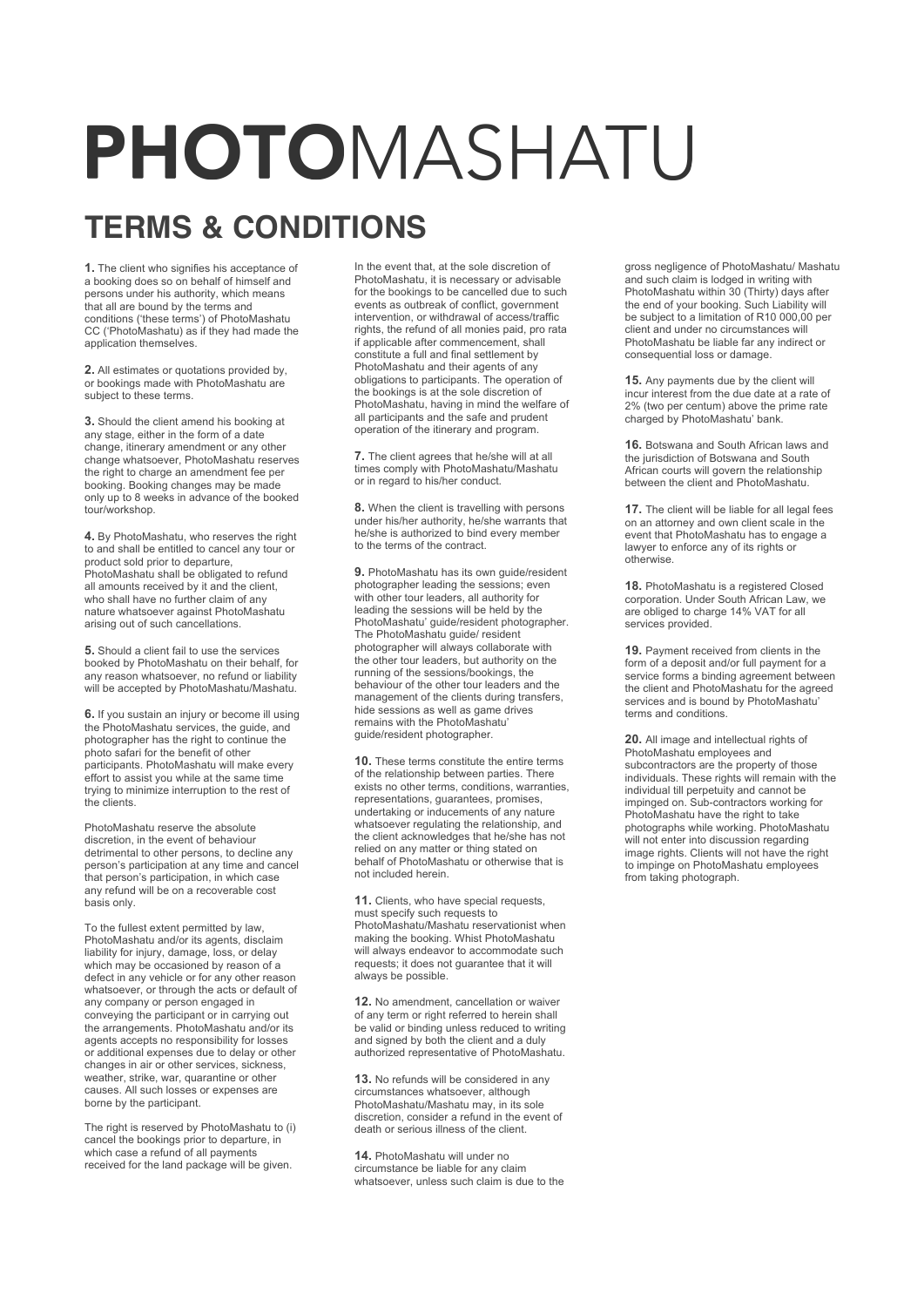# **PHOTO**MASHATU

## TERMS & CONDITIONS

**1.** The client who signifies his acceptance of a booking does so on behalf of himself and persons under his authority, which means that all are bound by the terms and conditions ('these terms') of PhotoMashatu CC ('PhotoMashatu') as if they had made the application themselves.

**2.** All estimates or quotations provided by, or bookings made with PhotoMashatu are subject to these terms.

**3.** Should the client amend his booking at any stage, either in the form of a date change, itinerary amendment or any other change whatsoever, PhotoMashatu reserves the right to charge an amendment fee per booking. Booking changes may be made only up to 8 weeks in advance of the booked tour/workshop.

**4.** By PhotoMashatu, who reserves the right to and shall be entitled to cancel any tour or product sold prior to departure, PhotoMashatu shall be obligated to refund all amounts received by it and the client, who shall have no further claim of any nature whatsoever against PhotoMashatu arising out of such cancellations.

**5.** Should a client fail to use the services booked by PhotoMashatu on their behalf, for any reason whatsoever, no refund or liability will be accepted by PhotoMashatu/Mashatu.

**6.** If you sustain an injury or become ill using the PhotoMashatu services, the guide, and photographer has the right to continue the photo safari for the benefit of other participants. PhotoMashatu will make every effort to assist you while at the same time trying to minimize interruption to the rest of the clients.

PhotoMashatu reserve the absolute discretion, in the event of behaviour detrimental to other persons, to decline any person's participation at any time and cancel that person's participation, in which case any refund will be on a recoverable cost basis only.

To the fullest extent permitted by law, PhotoMashatu and/or its agents, disclaim liability for injury, damage, loss, or delay which may be occasioned by reason of a defect in any vehicle or for any other reason whatsoever, or through the acts or default of any company or person engaged in conveying the participant or in carrying out the arrangements. PhotoMashatu and/or its agents accepts no responsibility for losses or additional expenses due to delay or other changes in air or other services, sickness, weather, strike, war, quarantine or other causes. All such losses or expenses are borne by the participant.

The right is reserved by PhotoMashatu to (i) cancel the bookings prior to departure, in which case a refund of all payments received for the land package will be given.

In the event that, at the sole discretion of PhotoMashatu, it is necessary or advisable for the bookings to be cancelled due to such events as outbreak of conflict, government intervention, or withdrawal of access/traffic rights, the refund of all monies paid, pro rata if applicable after commencement, shall constitute a full and final settlement by PhotoMashatu and their agents of any obligations to participants. The operation of the bookings is at the sole discretion of PhotoMashatu, having in mind the welfare of all participants and the safe and prudent operation of the itinerary and program.

**7.** The client agrees that he/she will at all times comply with PhotoMashatu/Mashatu or in regard to his/her conduct.

**8.** When the client is travelling with persons under his/her authority, he/she warrants that he/she is authorized to bind every member to the terms of the contract.

**9.** PhotoMashatu has its own guide/resident photographer leading the sessions; even with other tour leaders, all authority for leading the sessions will be held by the PhotoMashatu' guide/resident photographer. The PhotoMashatu guide/ resident photographer will always collaborate with the other tour leaders, but authority on the running of the sessions/bookings, the behaviour of the other tour leaders and the management of the clients during transfers, hide sessions as well as game drives remains with the PhotoMashatu' guide/resident photographer.

**10.** These terms constitute the entire terms of the relationship between parties. There exists no other terms, conditions, warranties, representations, guarantees, promises, undertaking or inducements of any nature whatsoever regulating the relationship, and the client acknowledges that he/she has not relied on any matter or thing stated on behalf of PhotoMashatu or otherwise that is not included herein.

**11.** Clients, who have special requests, must specify such requests to PhotoMashatu/Mashatu reservationist when making the booking. Whist PhotoMashatu will always endeavor to accommodate such requests; it does not guarantee that it will always be possible.

**12.** No amendment, cancellation or waiver of any term or right referred to herein shall be valid or binding unless reduced to writing and signed by both the client and a duly authorized representative of PhotoMashatu.

**13.** No refunds will be considered in any circumstances whatsoever, although PhotoMashatu/Mashatu may, in its sole discretion, consider a refund in the event of death or serious illness of the client.

**14.** PhotoMashatu will under no circumstance be liable for any claim whatsoever, unless such claim is due to the gross negligence of PhotoMashatu/ Mashatu and such claim is lodged in writing with PhotoMashatu within 30 (Thirty) days after the end of your booking. Such Liability will be subject to a limitation of R10 000,00 per client and under no circumstances will PhotoMashatu be liable far any indirect or consequential loss or damage.

**15.** Any payments due by the client will incur interest from the due date at a rate of 2% (two per centum) above the prime rate charged by PhotoMashatu' bank.

**16.** Botswana and South African laws and the jurisdiction of Botswana and South African courts will govern the relationship between the client and PhotoMashatu.

**17.** The client will be liable for all legal fees on an attorney and own client scale in the event that PhotoMashatu has to engage a lawyer to enforce any of its rights or otherwise.

**18.** PhotoMashatu is a registered Closed corporation. Under South African Law, we are obliged to charge 14% VAT for all services provided.

**19.** Payment received from clients in the form of a deposit and/or full payment for a service forms a binding agreement between the client and PhotoMashatu for the agreed services and is bound by PhotoMashatu' terms and conditions.

**20.** All image and intellectual rights of PhotoMashatu employees and subcontractors are the property of those individuals. These rights will remain with the individual till perpetuity and cannot be impinged on. Sub-contractors working for PhotoMashatu have the right to take photographs while working. PhotoMashatu will not enter into discussion regarding image rights. Clients will not have the right to impinge on PhotoMashatu employees from taking photograph.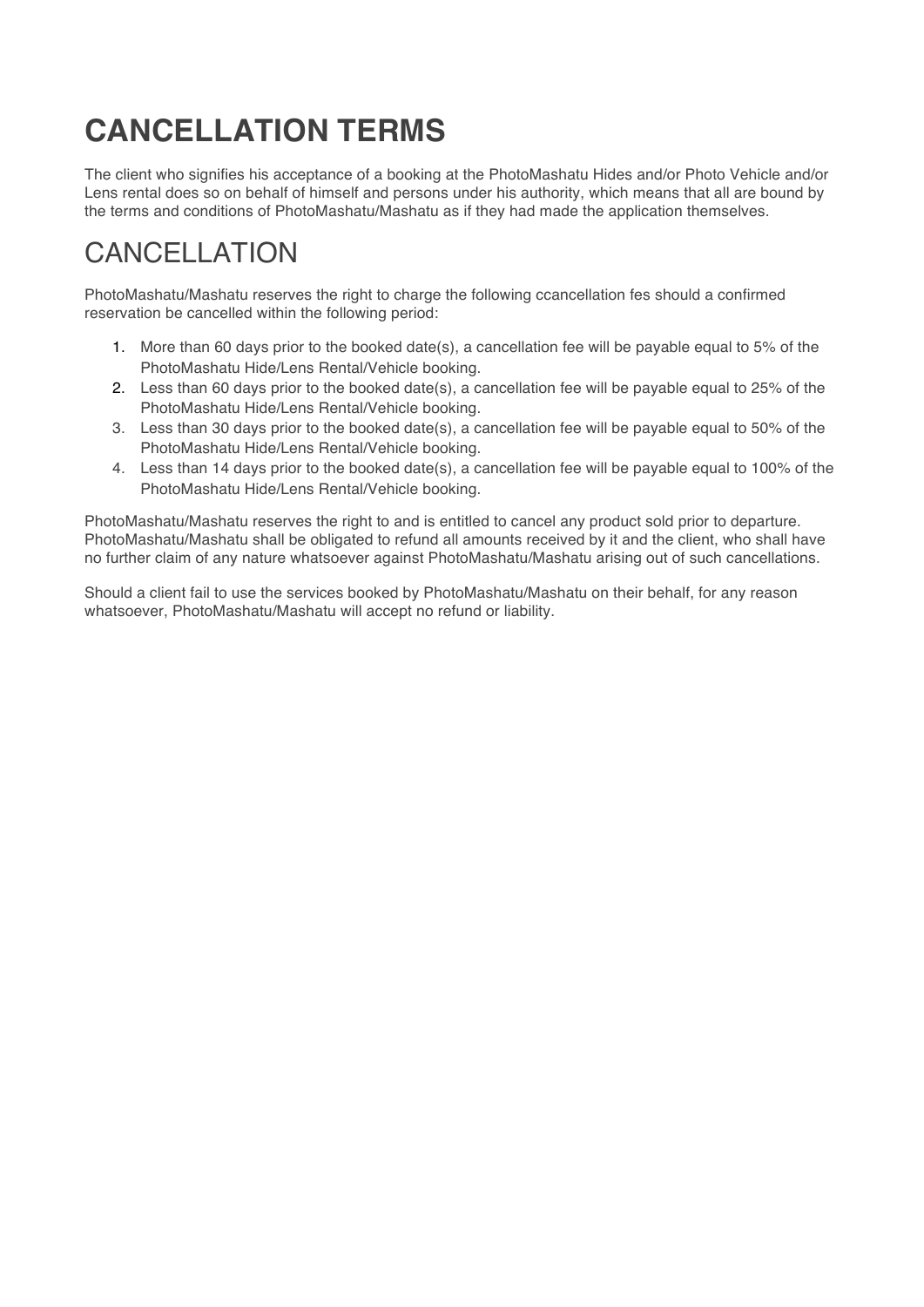# CANCELLATION TERMS

The client who signifies his acceptance of a booking at the PhotoMashatu Hides and/or Photo Vehicle and/or Lens rental does so on behalf of himself and persons under his authority, which means that all are bound by the terms and conditions of PhotoMashatu/Mashatu as if they had made the application themselves.

## CANCELLATION

PhotoMashatu/Mashatu reserves the right to charge the following ccancellation fes should a confirmed reservation be cancelled within the following period:

1. More than 60 days prior to the booked date(s), a cancellation fee will be payable equal to 5% of the PhotoMashatu Hide/Lens Rental/Vehicle booking.
2. Less than 60 days prior to the booked date(s), a cancellation fee will be payable equal to 25% of the PhotoMashatu Hide/Lens Rental/Vehicle booking.
3. Less than 30 days prior to the booked date(s), a cancellation fee will be payable equal to 50% of the PhotoMashatu Hide/Lens Rental/Vehicle booking.
4. Less than 14 days prior to the booked date(s), a cancellation fee will be payable equal to 100% of the PhotoMashatu Hide/Lens Rental/Vehicle booking.

PhotoMashatu/Mashatu reserves the right to and is entitled to cancel any product sold prior to departure. PhotoMashatu/Mashatu shall be obligated to refund all amounts received by it and the client, who shall have no further claim of any nature whatsoever against PhotoMashatu/Mashatu arising out of such cancellations.

Should a client fail to use the services booked by PhotoMashatu/Mashatu on their behalf, for any reason whatsoever, PhotoMashatu/Mashatu will accept no refund or liability.